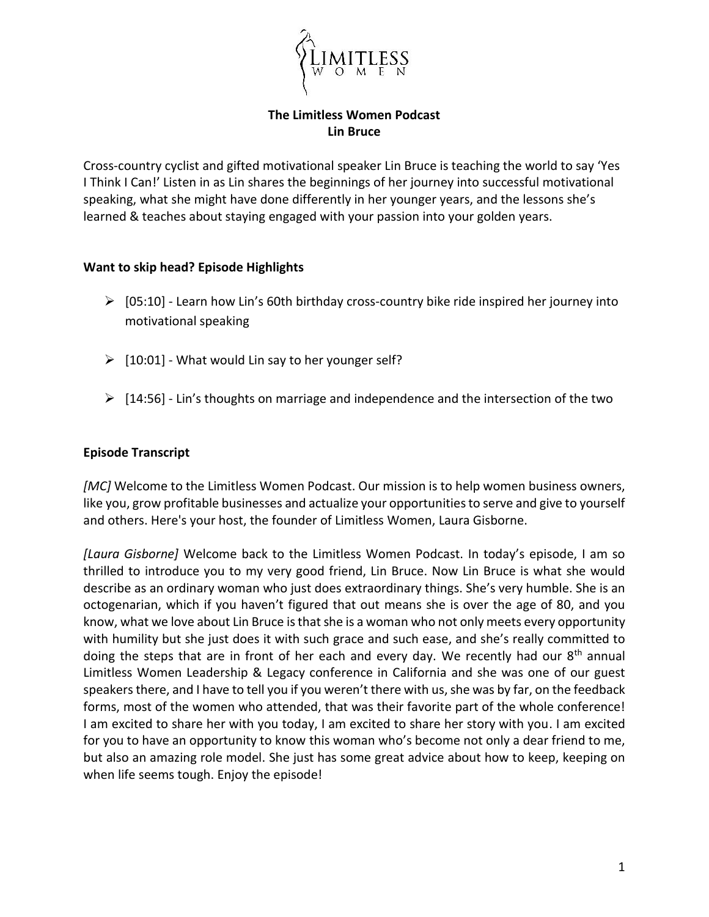# The Limitless Women Podcast
## Lin Bruce

Cross-country cyclist and gifted motivational speaker Lin Bruce is teaching the world to say 'Yes I Think I Can!' Listen in as Lin shares the beginnings of her journey into successful motivational speaking, what she might have done differently in her younger years, and the lessons she's learned & teaches about staying engaged with your passion into your golden years.

### Want to skip head? Episode Highlights

- [05:10] - Learn how Lin's 60th birthday cross-country bike ride inspired her journey into motivational speaking
- [10:01] - What would Lin say to her younger self?
- [14:56] - Lin's thoughts on marriage and independence and the intersection of the two

### Episode Transcript

*[MC]* Welcome to the Limitless Women Podcast. Our mission is to help women business owners, like you, grow profitable businesses and actualize your opportunities to serve and give to yourself and others. Here's your host, the founder of Limitless Women, Laura Gisborne.

*[Laura Gisborne]* Welcome back to the Limitless Women Podcast. In today's episode, I am so thrilled to introduce you to my very good friend, Lin Bruce. Now Lin Bruce is what she would describe as an ordinary woman who just does extraordinary things. She's very humble. She is an octogenarian, which if you haven't figured that out means she is over the age of 80, and you know, what we love about Lin Bruce is that she is a woman who not only meets every opportunity with humility but she just does it with such grace and such ease, and she's really committed to doing the steps that are in front of her each and every day. We recently had our 8th annual Limitless Women Leadership & Legacy conference in California and she was one of our guest speakers there, and I have to tell you if you weren't there with us, she was by far, on the feedback forms, most of the women who attended, that was their favorite part of the whole conference! I am excited to share her with you today, I am excited to share her story with you. I am excited for you to have an opportunity to know this woman who's become not only a dear friend to me, but also an amazing role model. She just has some great advice about how to keep, keeping on when life seems tough. Enjoy the episode!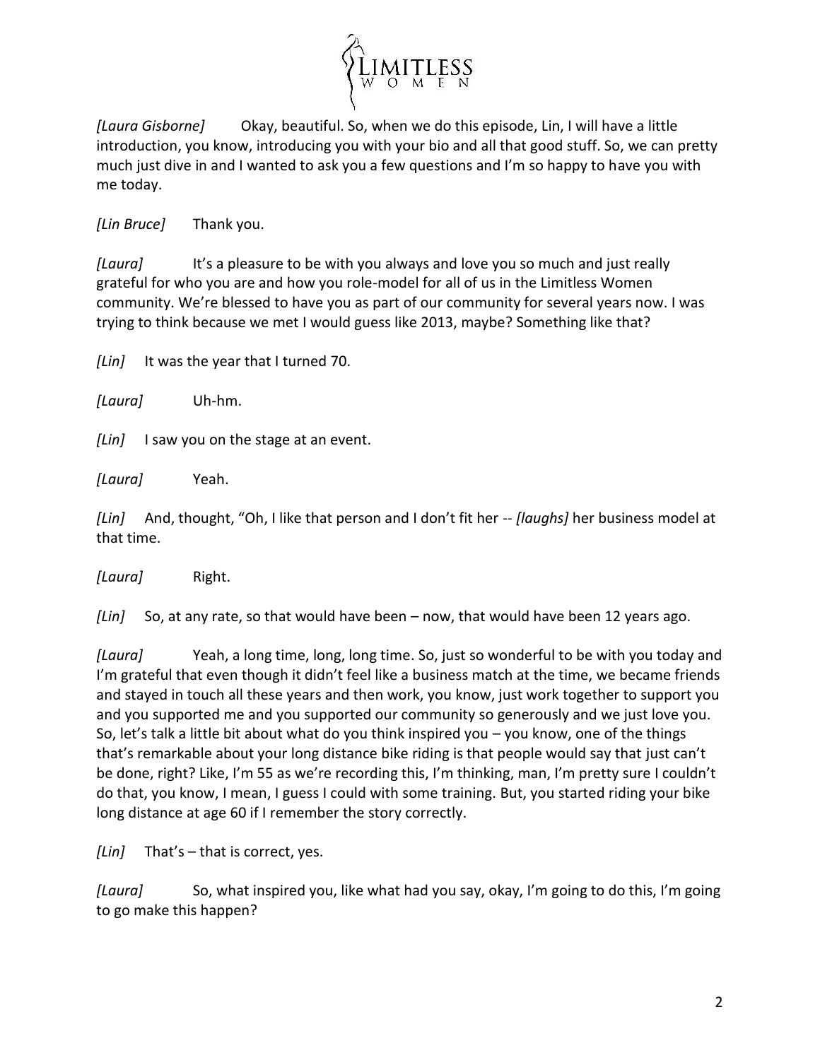*[Laura Gisborne]* Okay, beautiful. So, when we do this episode, Lin, I will have a little introduction, you know, introducing you with your bio and all that good stuff. So, we can pretty much just dive in and I wanted to ask you a few questions and I'm so happy to have you with me today.

*[Lin Bruce]* Thank you.

*[Laura]* It's a pleasure to be with you always and love you so much and just really grateful for who you are and how you role-model for all of us in the Limitless Women community. We're blessed to have you as part of our community for several years now. I was trying to think because we met I would guess like 2013, maybe? Something like that?

*[Lin]* It was the year that I turned 70.

*[Laura]* Uh-hm.

*[Lin]* I saw you on the stage at an event.

*[Laura]* Yeah.

*[Lin]* And, thought, "Oh, I like that person and I don't fit her -- *[laughs]* her business model at that time.

*[Laura]* Right.

*[Lin]* So, at any rate, so that would have been – now, that would have been 12 years ago.

*[Laura]* Yeah, a long time, long, long time. So, just so wonderful to be with you today and I'm grateful that even though it didn't feel like a business match at the time, we became friends and stayed in touch all these years and then work, you know, just work together to support you and you supported me and you supported our community so generously and we just love you. So, let's talk a little bit about what do you think inspired you – you know, one of the things that's remarkable about your long distance bike riding is that people would say that just can't be done, right? Like, I'm 55 as we're recording this, I'm thinking, man, I'm pretty sure I couldn't do that, you know, I mean, I guess I could with some training. But, you started riding your bike long distance at age 60 if I remember the story correctly.

*[Lin]* That's – that is correct, yes.

*[Laura]* So, what inspired you, like what had you say, okay, I'm going to do this, I'm going to go make this happen?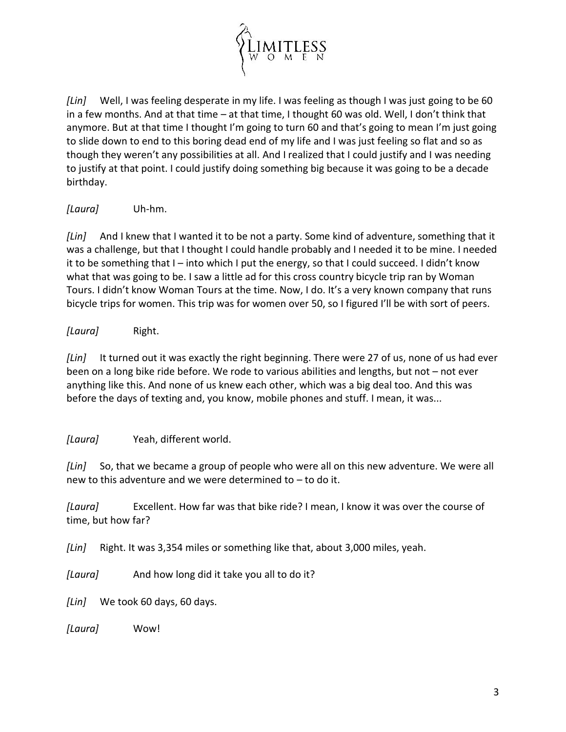*[Lin]* Well, I was feeling desperate in my life. I was feeling as though I was just going to be 60 in a few months. And at that time – at that time, I thought 60 was old. Well, I don't think that anymore. But at that time I thought I'm going to turn 60 and that's going to mean I'm just going to slide down to end to this boring dead end of my life and I was just feeling so flat and so as though they weren't any possibilities at all. And I realized that I could justify and I was needing to justify at that point. I could justify doing something big because it was going to be a decade birthday.

*[Laura]* Uh-hm.

*[Lin]* And I knew that I wanted it to be not a party. Some kind of adventure, something that it was a challenge, but that I thought I could handle probably and I needed it to be mine. I needed it to be something that I – into which I put the energy, so that I could succeed. I didn't know what that was going to be. I saw a little ad for this cross country bicycle trip ran by Woman Tours. I didn't know Woman Tours at the time. Now, I do. It's a very known company that runs bicycle trips for women. This trip was for women over 50, so I figured I'll be with sort of peers.

*[Laura]* Right.

*[Lin]* It turned out it was exactly the right beginning. There were 27 of us, none of us had ever been on a long bike ride before. We rode to various abilities and lengths, but not – not ever anything like this. And none of us knew each other, which was a big deal too. And this was before the days of texting and, you know, mobile phones and stuff. I mean, it was...

*[Laura]* Yeah, different world.

*[Lin]* So, that we became a group of people who were all on this new adventure. We were all new to this adventure and we were determined to – to do it.

*[Laura]* Excellent. How far was that bike ride? I mean, I know it was over the course of time, but how far?

*[Lin]* Right. It was 3,354 miles or something like that, about 3,000 miles, yeah.

*[Laura]* And how long did it take you all to do it?

*[Lin]* We took 60 days, 60 days.

*[Laura]* Wow!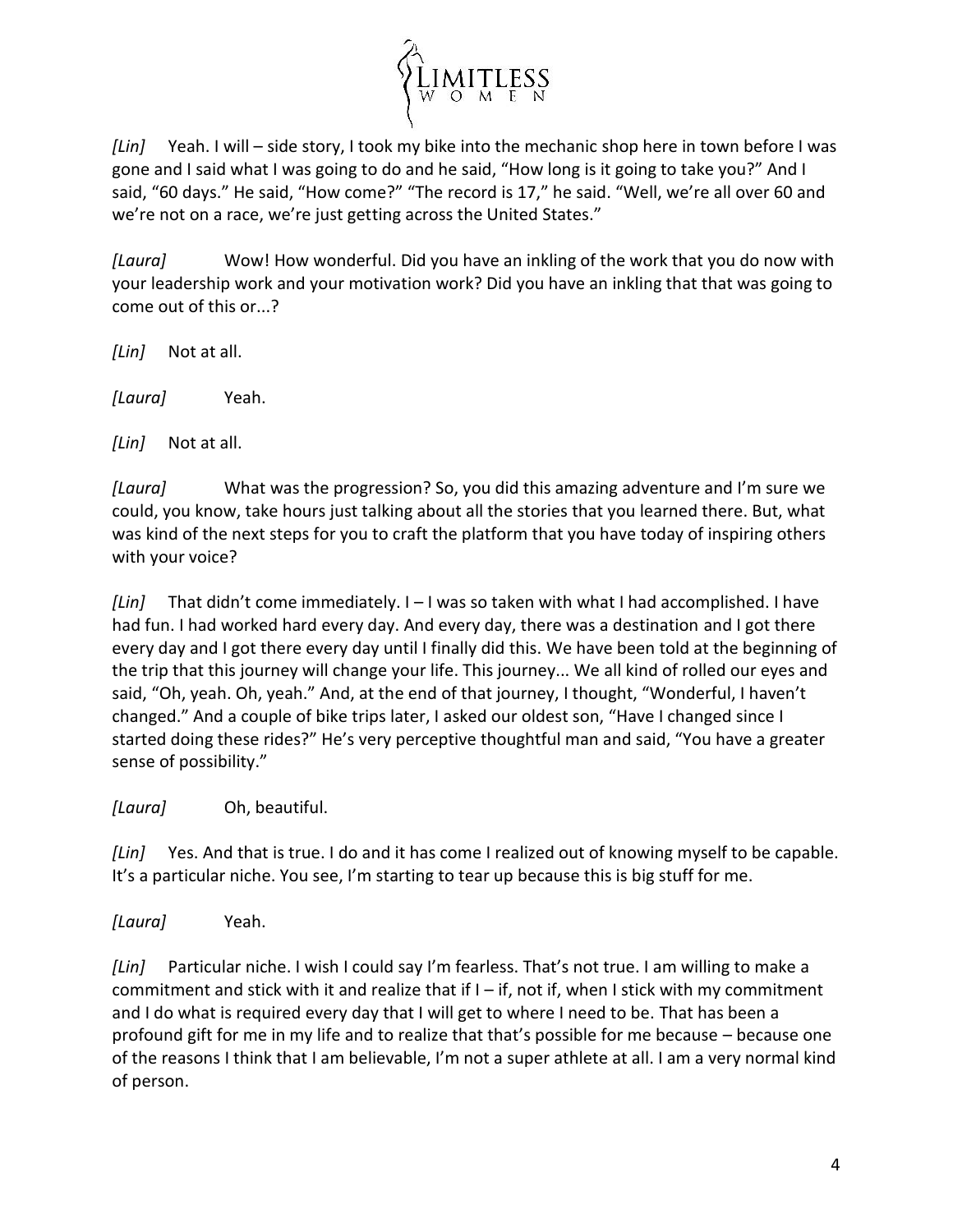*[Lin]* Yeah. I will – side story, I took my bike into the mechanic shop here in town before I was gone and I said what I was going to do and he said, "How long is it going to take you?" And I said, "60 days." He said, "How come?" "The record is 17," he said. "Well, we're all over 60 and we're not on a race, we're just getting across the United States."

*[Laura]* Wow! How wonderful. Did you have an inkling of the work that you do now with your leadership work and your motivation work? Did you have an inkling that that was going to come out of this or...?

*[Lin]* Not at all.

*[Laura]* Yeah.

*[Lin]* Not at all.

*[Laura]* What was the progression? So, you did this amazing adventure and I'm sure we could, you know, take hours just talking about all the stories that you learned there. But, what was kind of the next steps for you to craft the platform that you have today of inspiring others with your voice?

*[Lin]* That didn't come immediately. I – I was so taken with what I had accomplished. I have had fun. I had worked hard every day. And every day, there was a destination and I got there every day and I got there every day until I finally did this. We have been told at the beginning of the trip that this journey will change your life. This journey... We all kind of rolled our eyes and said, "Oh, yeah. Oh, yeah." And, at the end of that journey, I thought, "Wonderful, I haven't changed." And a couple of bike trips later, I asked our oldest son, "Have I changed since I started doing these rides?" He's very perceptive thoughtful man and said, "You have a greater sense of possibility."

*[Laura]* Oh, beautiful.

*[Lin]* Yes. And that is true. I do and it has come I realized out of knowing myself to be capable. It's a particular niche. You see, I'm starting to tear up because this is big stuff for me.

*[Laura]* Yeah.

*[Lin]* Particular niche. I wish I could say I'm fearless. That's not true. I am willing to make a commitment and stick with it and realize that if I – if, not if, when I stick with my commitment and I do what is required every day that I will get to where I need to be. That has been a profound gift for me in my life and to realize that that's possible for me because – because one of the reasons I think that I am believable, I'm not a super athlete at all. I am a very normal kind of person.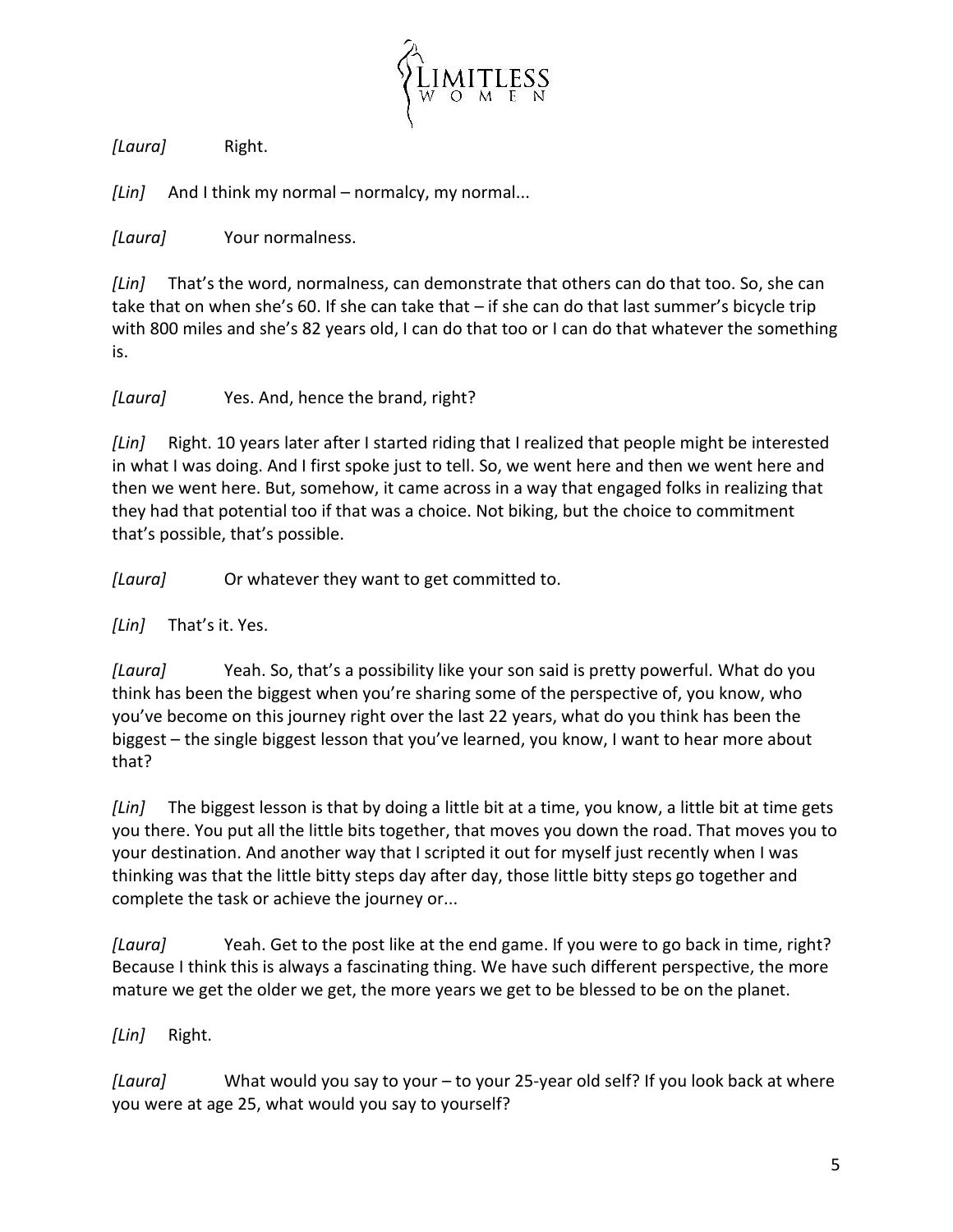*[Laura]* Right.

*[Lin]* And I think my normal – normalcy, my normal...

*[Laura]* Your normalness.

*[Lin]* That's the word, normalness, can demonstrate that others can do that too. So, she can take that on when she's 60. If she can take that – if she can do that last summer's bicycle trip with 800 miles and she's 82 years old, I can do that too or I can do that whatever the something is.

*[Laura]* Yes. And, hence the brand, right?

*[Lin]* Right. 10 years later after I started riding that I realized that people might be interested in what I was doing. And I first spoke just to tell. So, we went here and then we went here and then we went here. But, somehow, it came across in a way that engaged folks in realizing that they had that potential too if that was a choice. Not biking, but the choice to commitment that's possible, that's possible.

*[Laura]* Or whatever they want to get committed to.

*[Lin]* That's it. Yes.

*[Laura]* Yeah. So, that's a possibility like your son said is pretty powerful. What do you think has been the biggest when you're sharing some of the perspective of, you know, who you've become on this journey right over the last 22 years, what do you think has been the biggest – the single biggest lesson that you've learned, you know, I want to hear more about that?

*[Lin]* The biggest lesson is that by doing a little bit at a time, you know, a little bit at time gets you there. You put all the little bits together, that moves you down the road. That moves you to your destination. And another way that I scripted it out for myself just recently when I was thinking was that the little bitty steps day after day, those little bitty steps go together and complete the task or achieve the journey or...

*[Laura]* Yeah. Get to the post like at the end game. If you were to go back in time, right? Because I think this is always a fascinating thing. We have such different perspective, the more mature we get the older we get, the more years we get to be blessed to be on the planet.

*[Lin]* Right.

*[Laura]* What would you say to your – to your 25-year old self? If you look back at where you were at age 25, what would you say to yourself?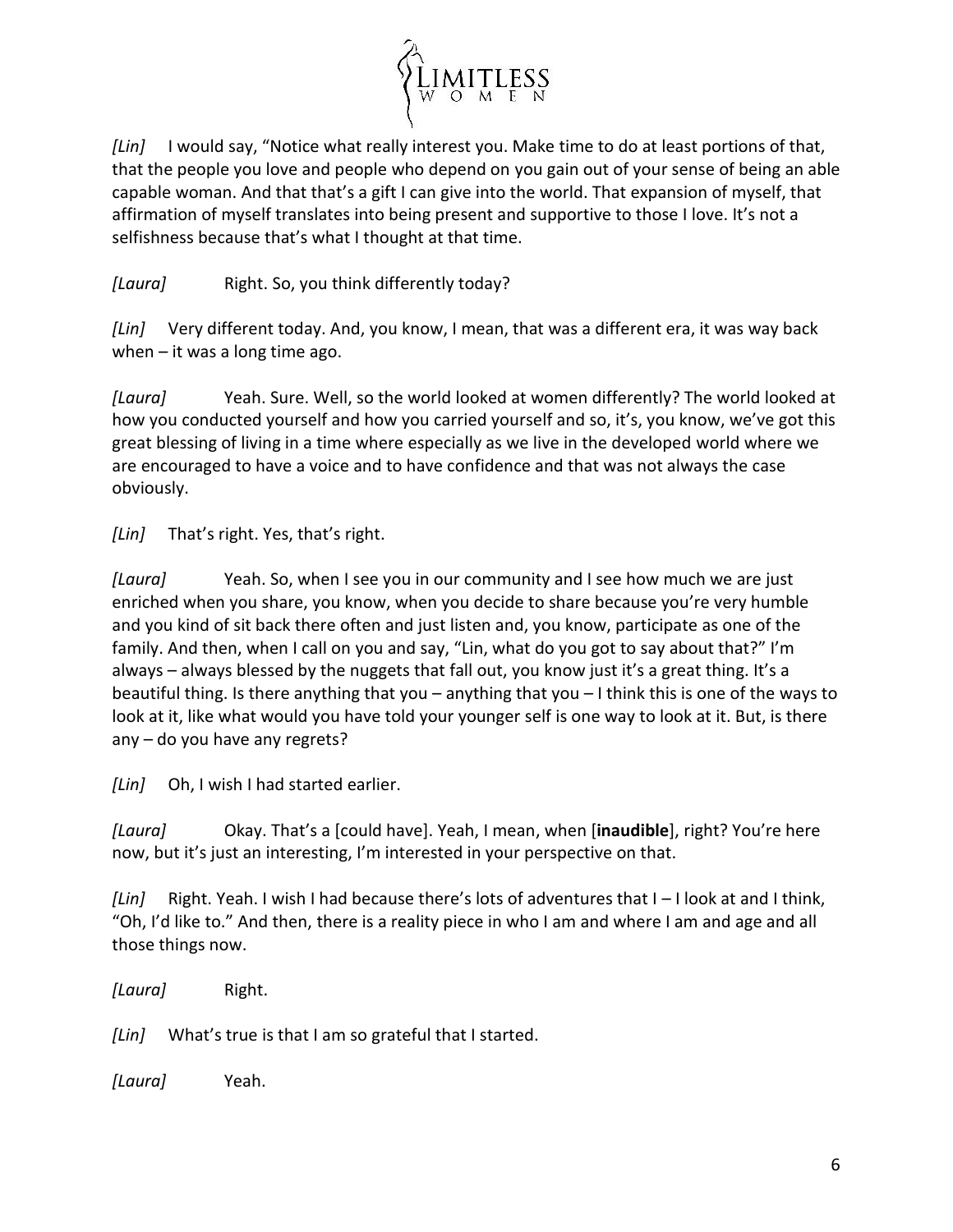*[Lin]* I would say, "Notice what really interest you. Make time to do at least portions of that, that the people you love and people who depend on you gain out of your sense of being an able capable woman. And that that's a gift I can give into the world. That expansion of myself, that affirmation of myself translates into being present and supportive to those I love. It's not a selfishness because that's what I thought at that time.

*[Laura]* Right. So, you think differently today?

*[Lin]* Very different today. And, you know, I mean, that was a different era, it was way back when – it was a long time ago.

*[Laura]* Yeah. Sure. Well, so the world looked at women differently? The world looked at how you conducted yourself and how you carried yourself and so, it's, you know, we've got this great blessing of living in a time where especially as we live in the developed world where we are encouraged to have a voice and to have confidence and that was not always the case obviously.

*[Lin]* That's right. Yes, that's right.

*[Laura]* Yeah. So, when I see you in our community and I see how much we are just enriched when you share, you know, when you decide to share because you're very humble and you kind of sit back there often and just listen and, you know, participate as one of the family. And then, when I call on you and say, "Lin, what do you got to say about that?" I'm always – always blessed by the nuggets that fall out, you know just it's a great thing. It's a beautiful thing. Is there anything that you – anything that you – I think this is one of the ways to look at it, like what would you have told your younger self is one way to look at it. But, is there any – do you have any regrets?

*[Lin]* Oh, I wish I had started earlier.

*[Laura]* Okay. That's a [could have]. Yeah, I mean, when [**inaudible**], right? You're here now, but it's just an interesting, I'm interested in your perspective on that.

*[Lin]* Right. Yeah. I wish I had because there's lots of adventures that I – I look at and I think, "Oh, I'd like to." And then, there is a reality piece in who I am and where I am and age and all those things now.

*[Laura]* Right.

*[Lin]* What's true is that I am so grateful that I started.

*[Laura]* Yeah.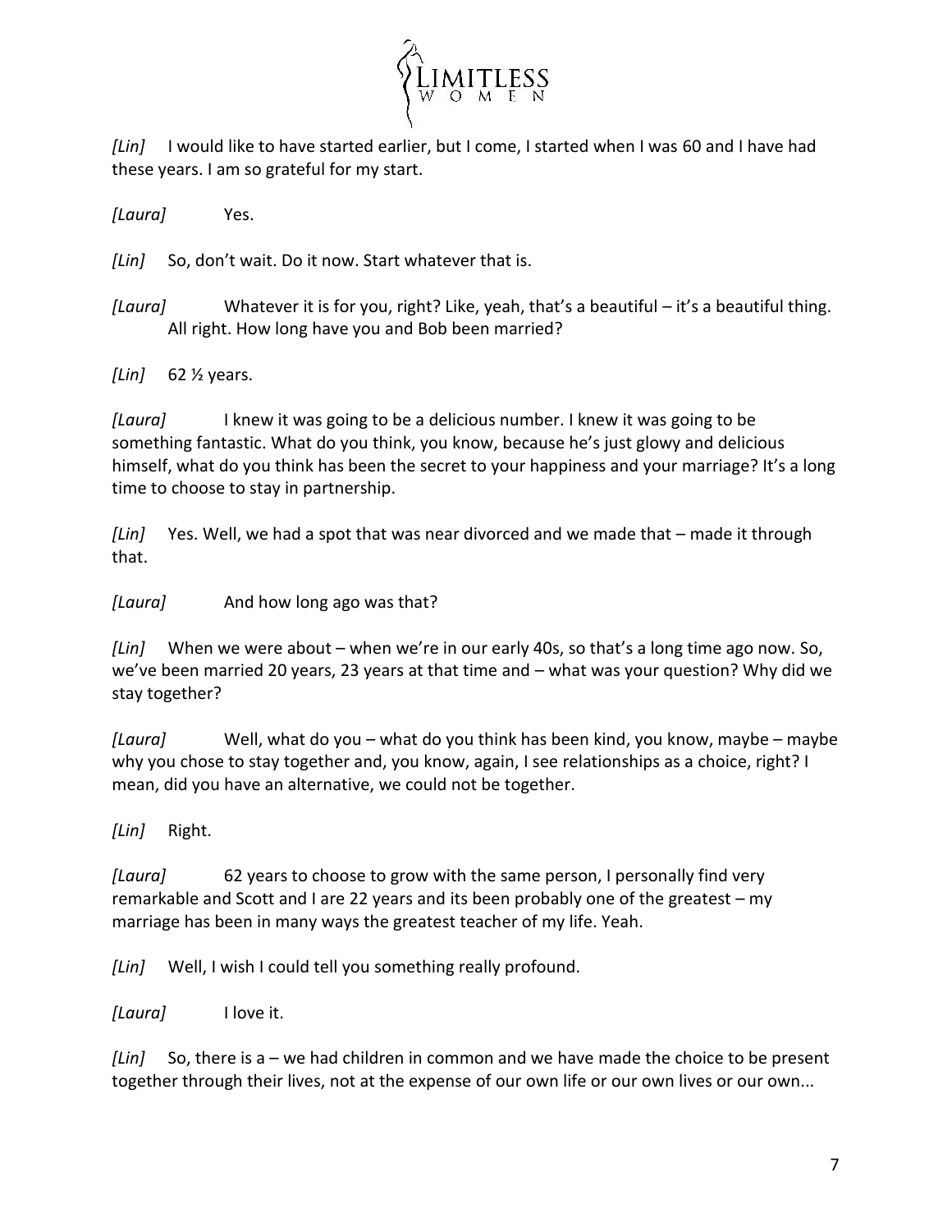*[Lin]* I would like to have started earlier, but I come, I started when I was 60 and I have had these years. I am so grateful for my start.

*[Laura]* Yes.

*[Lin]* So, don't wait. Do it now. Start whatever that is.

*[Laura]* Whatever it is for you, right? Like, yeah, that's a beautiful – it's a beautiful thing. All right. How long have you and Bob been married?

*[Lin]* 62 ½ years.

*[Laura]* I knew it was going to be a delicious number. I knew it was going to be something fantastic. What do you think, you know, because he's just glowy and delicious himself, what do you think has been the secret to your happiness and your marriage? It's a long time to choose to stay in partnership.

*[Lin]* Yes. Well, we had a spot that was near divorced and we made that – made it through that.

*[Laura]* And how long ago was that?

*[Lin]* When we were about – when we're in our early 40s, so that's a long time ago now. So, we've been married 20 years, 23 years at that time and – what was your question? Why did we stay together?

*[Laura]* Well, what do you – what do you think has been kind, you know, maybe – maybe why you chose to stay together and, you know, again, I see relationships as a choice, right? I mean, did you have an alternative, we could not be together.

*[Lin]* Right.

*[Laura]* 62 years to choose to grow with the same person, I personally find very remarkable and Scott and I are 22 years and its been probably one of the greatest – my marriage has been in many ways the greatest teacher of my life. Yeah.

*[Lin]* Well, I wish I could tell you something really profound.

*[Laura]* I love it.

*[Lin]* So, there is a – we had children in common and we have made the choice to be present together through their lives, not at the expense of our own life or our own lives or our own...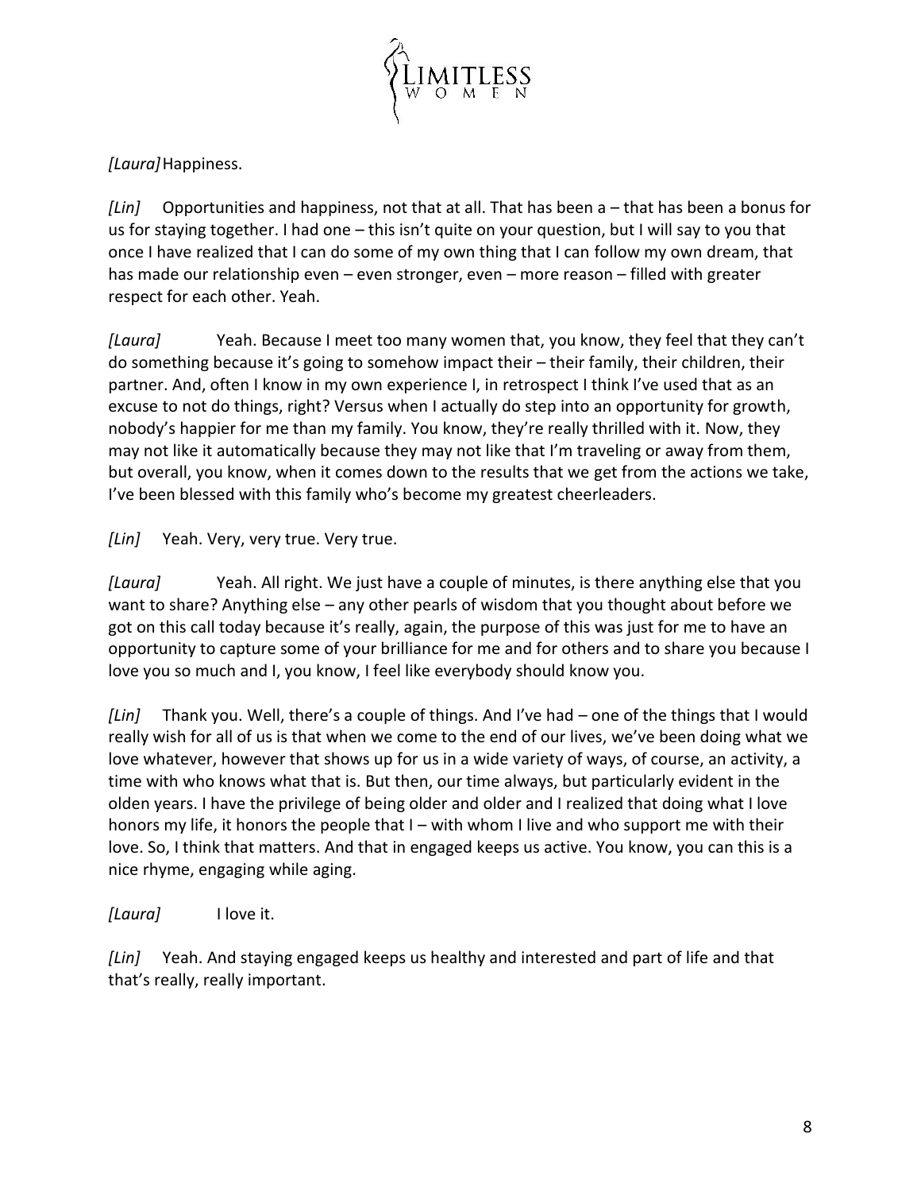*[Laura]* Happiness.

*[Lin]* Opportunities and happiness, not that at all. That has been a – that has been a bonus for us for staying together. I had one – this isn't quite on your question, but I will say to you that once I have realized that I can do some of my own thing that I can follow my own dream, that has made our relationship even – even stronger, even – more reason – filled with greater respect for each other. Yeah.

*[Laura]* Yeah. Because I meet too many women that, you know, they feel that they can't do something because it's going to somehow impact their – their family, their children, their partner. And, often I know in my own experience I, in retrospect I think I've used that as an excuse to not do things, right? Versus when I actually do step into an opportunity for growth, nobody's happier for me than my family. You know, they're really thrilled with it. Now, they may not like it automatically because they may not like that I'm traveling or away from them, but overall, you know, when it comes down to the results that we get from the actions we take, I've been blessed with this family who's become my greatest cheerleaders.

*[Lin]* Yeah. Very, very true. Very true.

*[Laura]* Yeah. All right. We just have a couple of minutes, is there anything else that you want to share? Anything else – any other pearls of wisdom that you thought about before we got on this call today because it's really, again, the purpose of this was just for me to have an opportunity to capture some of your brilliance for me and for others and to share you because I love you so much and I, you know, I feel like everybody should know you.

*[Lin]* Thank you. Well, there's a couple of things. And I've had – one of the things that I would really wish for all of us is that when we come to the end of our lives, we've been doing what we love whatever, however that shows up for us in a wide variety of ways, of course, an activity, a time with who knows what that is. But then, our time always, but particularly evident in the olden years. I have the privilege of being older and older and I realized that doing what I love honors my life, it honors the people that I – with whom I live and who support me with their love. So, I think that matters. And that in engaged keeps us active. You know, you can this is a nice rhyme, engaging while aging.

*[Laura]* I love it.

*[Lin]* Yeah. And staying engaged keeps us healthy and interested and part of life and that that's really, really important.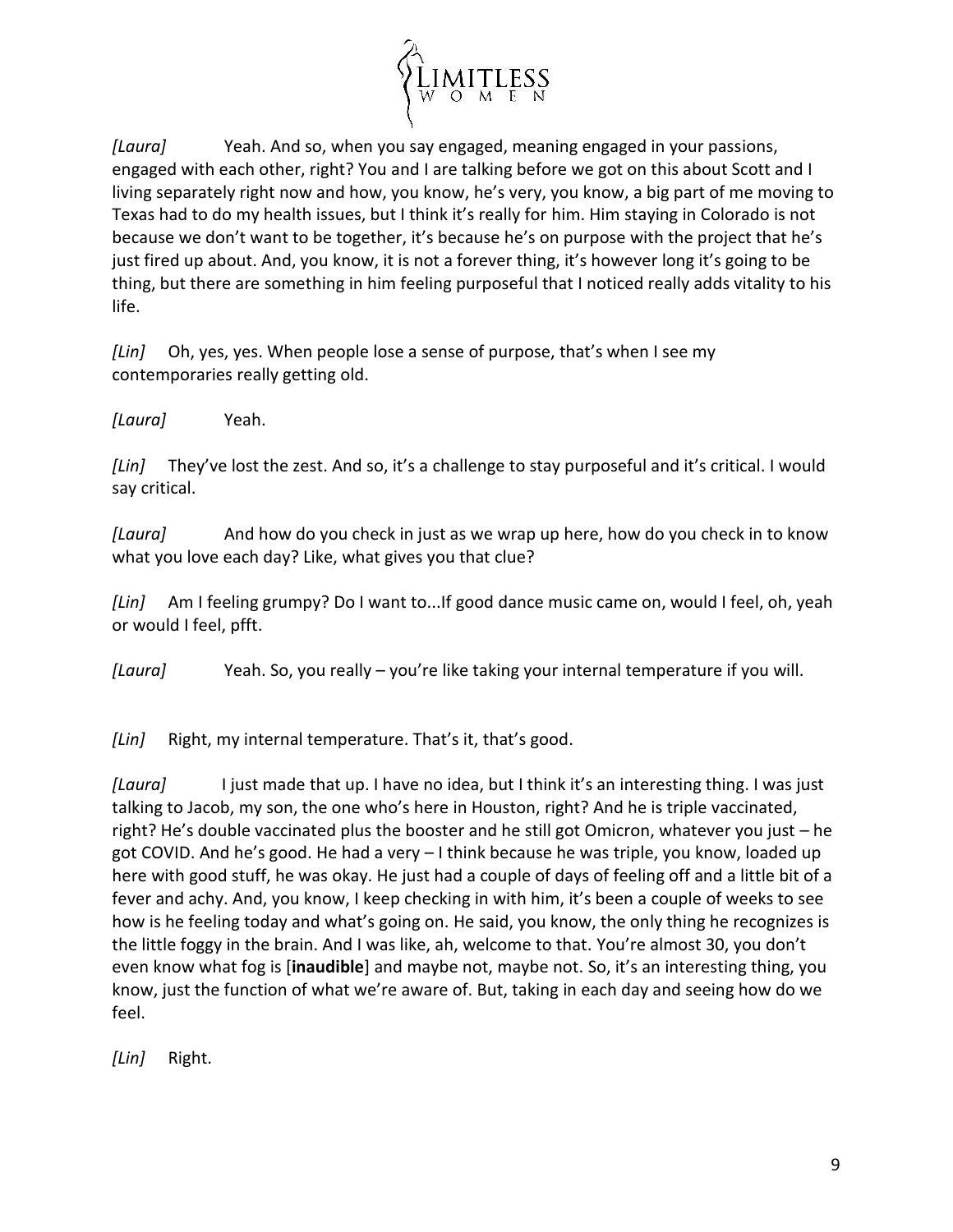*[Laura]* Yeah. And so, when you say engaged, meaning engaged in your passions, engaged with each other, right? You and I are talking before we got on this about Scott and I living separately right now and how, you know, he's very, you know, a big part of me moving to Texas had to do my health issues, but I think it's really for him. Him staying in Colorado is not because we don't want to be together, it's because he's on purpose with the project that he's just fired up about. And, you know, it is not a forever thing, it's however long it's going to be thing, but there are something in him feeling purposeful that I noticed really adds vitality to his life.

*[Lin]* Oh, yes, yes. When people lose a sense of purpose, that's when I see my contemporaries really getting old.

*[Laura]* Yeah.

*[Lin]* They've lost the zest. And so, it's a challenge to stay purposeful and it's critical. I would say critical.

*[Laura]* And how do you check in just as we wrap up here, how do you check in to know what you love each day? Like, what gives you that clue?

*[Lin]* Am I feeling grumpy? Do I want to...If good dance music came on, would I feel, oh, yeah or would I feel, pfft.

*[Laura]* Yeah. So, you really – you're like taking your internal temperature if you will.

*[Lin]* Right, my internal temperature. That's it, that's good.

*[Laura]* I just made that up. I have no idea, but I think it's an interesting thing. I was just talking to Jacob, my son, the one who's here in Houston, right? And he is triple vaccinated, right? He's double vaccinated plus the booster and he still got Omicron, whatever you just – he got COVID. And he's good. He had a very – I think because he was triple, you know, loaded up here with good stuff, he was okay. He just had a couple of days of feeling off and a little bit of a fever and achy. And, you know, I keep checking in with him, it's been a couple of weeks to see how is he feeling today and what's going on. He said, you know, the only thing he recognizes is the little foggy in the brain. And I was like, ah, welcome to that. You're almost 30, you don't even know what fog is [**inaudible**] and maybe not, maybe not. So, it's an interesting thing, you know, just the function of what we're aware of. But, taking in each day and seeing how do we feel.

*[Lin]* Right.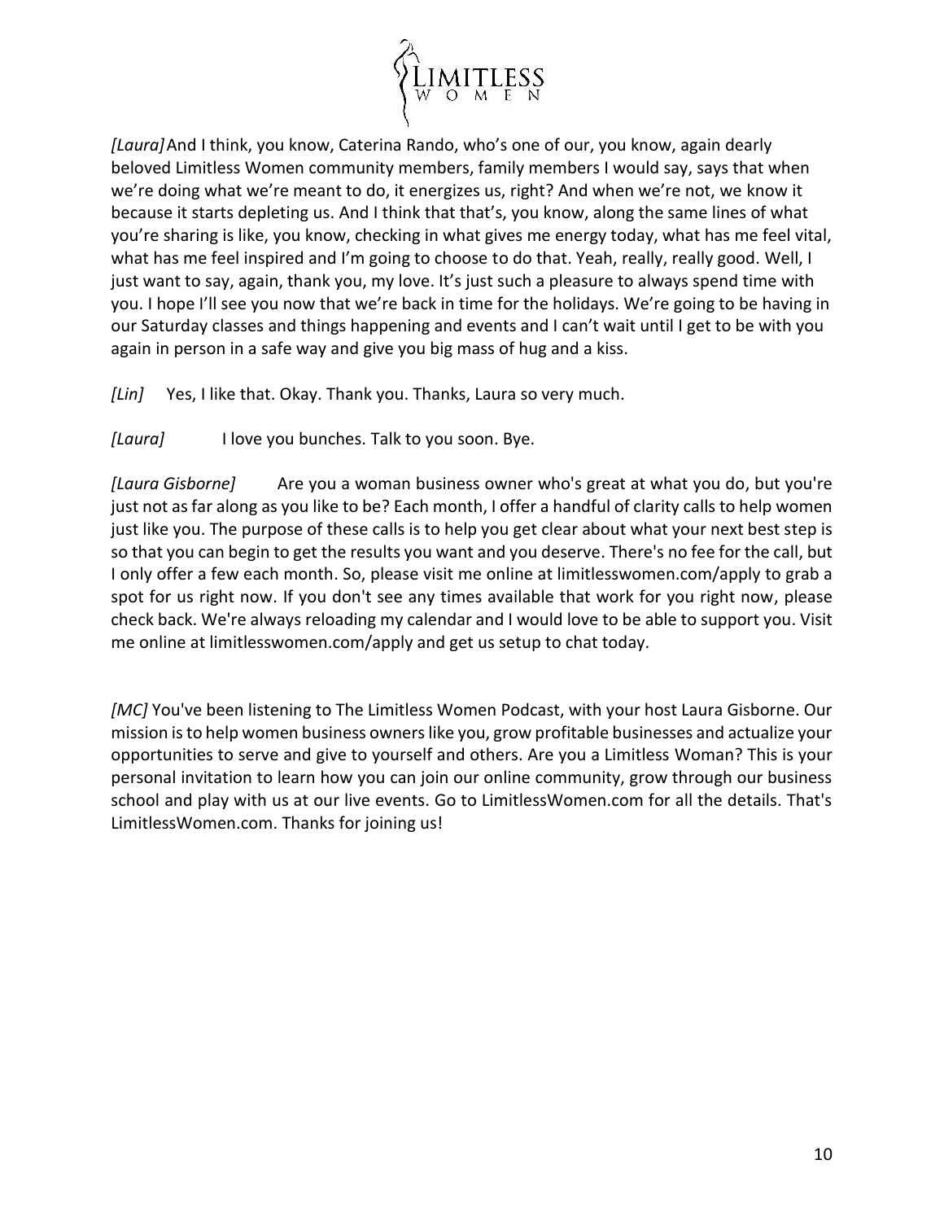*[Laura]* And I think, you know, Caterina Rando, who's one of our, you know, again dearly beloved Limitless Women community members, family members I would say, says that when we're doing what we're meant to do, it energizes us, right? And when we're not, we know it because it starts depleting us. And I think that that's, you know, along the same lines of what you're sharing is like, you know, checking in what gives me energy today, what has me feel vital, what has me feel inspired and I'm going to choose to do that. Yeah, really, really good. Well, I just want to say, again, thank you, my love. It's just such a pleasure to always spend time with you. I hope I'll see you now that we're back in time for the holidays. We're going to be having in our Saturday classes and things happening and events and I can't wait until I get to be with you again in person in a safe way and give you big mass of hug and a kiss.

*[Lin]* Yes, I like that. Okay. Thank you. Thanks, Laura so very much.

*[Laura]* I love you bunches. Talk to you soon. Bye.

*[Laura Gisborne]* Are you a woman business owner who's great at what you do, but you're just not as far along as you like to be? Each month, I offer a handful of clarity calls to help women just like you. The purpose of these calls is to help you get clear about what your next best step is so that you can begin to get the results you want and you deserve. There's no fee for the call, but I only offer a few each month. So, please visit me online at limitlesswomen.com/apply to grab a spot for us right now. If you don't see any times available that work for you right now, please check back. We're always reloading my calendar and I would love to be able to support you. Visit me online at limitlesswomen.com/apply and get us setup to chat today.

*[MC]* You've been listening to The Limitless Women Podcast, with your host Laura Gisborne. Our mission is to help women business owners like you, grow profitable businesses and actualize your opportunities to serve and give to yourself and others. Are you a Limitless Woman? This is your personal invitation to learn how you can join our online community, grow through our business school and play with us at our live events. Go to LimitlessWomen.com for all the details. That's LimitlessWomen.com. Thanks for joining us!